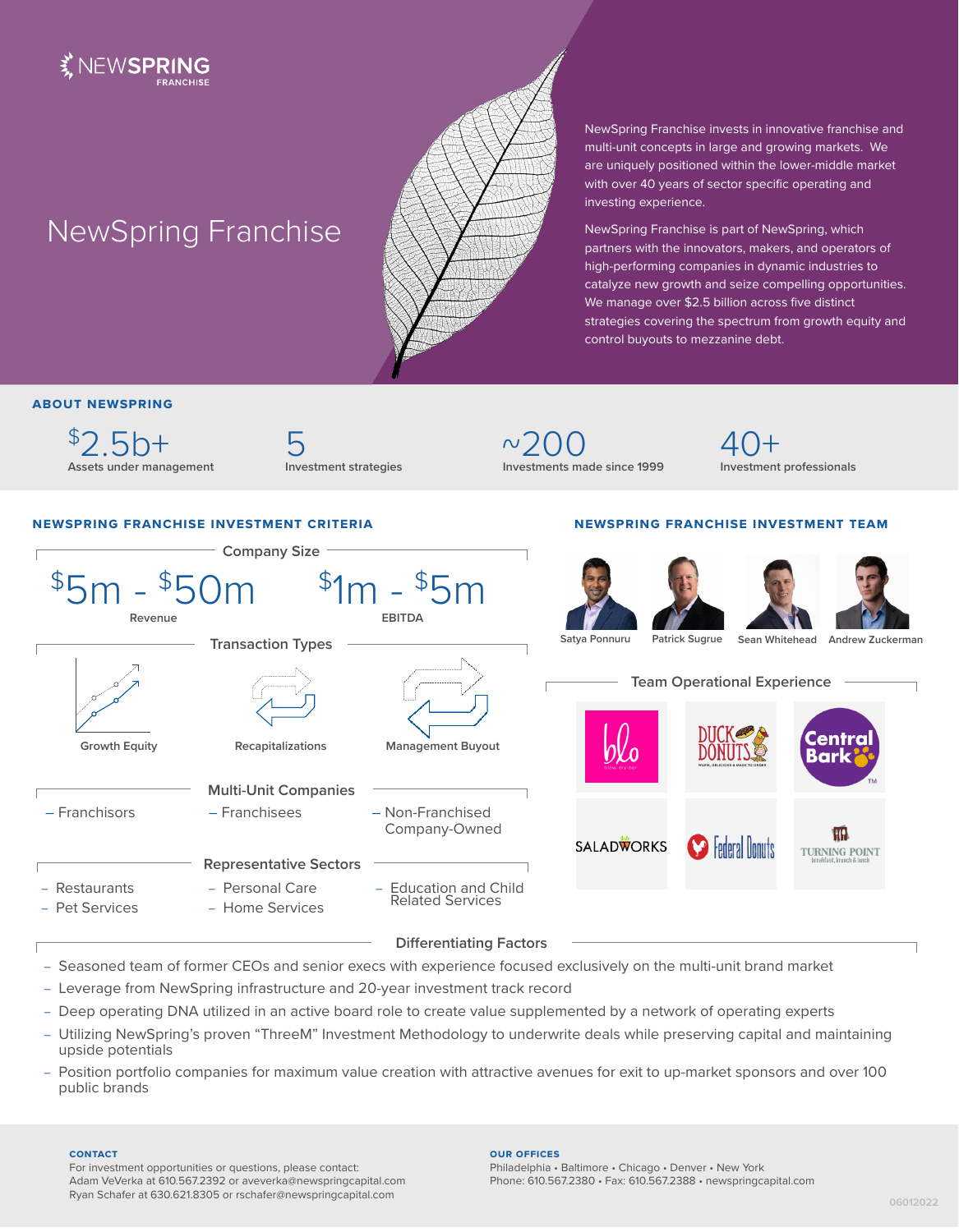NEWSPRING FRANCHISE

# NewSpring Franchise

NewSpring Franchise invests in innovative franchise and multi-unit concepts in large and growing markets. We are uniquely positioned within the lower-middle market with over 40 years of sector specific operating and investing experience.

NewSpring Franchise is part of NewSpring, which partners with the innovators, makers, and operators of high-performing companies in dynamic industries to catalyze new growth and seize compelling opportunities. We manage over $2.5 billion across five distinct strategies covering the spectrum from growth equity and control buyouts to mezzanine debt.

## ABOUT NEWSPRING

- **$2.5b+** Assets under management
- **5** Investment strategies
- **~200** Investments made since 1999
- **40+** Investment professionals

## NEWSPRING FRANCHISE INVESTMENT CRITERIA

### Company Size

- **$5m - $50m** Revenue
- **$1m - $5m** EBITDA

### Transaction Types

- Growth Equity
- Recapitalizations
- Management Buyout

### Multi-Unit Companies

- Franchisors
- Franchisees
- Non-Franchised Company-Owned

### Representative Sectors

- Restaurants
- Pet Services
- Personal Care
- Home Services
- Education and Child Related Services

## NEWSPRING FRANCHISE INVESTMENT TEAM

Satya Ponnuru, Patrick Sugrue, Sean Whitehead, Andrew Zuckerman

### Team Operational Experience

blo, Duck Donuts, Central Bark, Saladworks, Federal Donuts, Turning Point

### Differentiating Factors

- Seasoned team of former CEOs and senior execs with experience focused exclusively on the multi-unit brand market
- Leverage from NewSpring infrastructure and 20-year investment track record
- Deep operating DNA utilized in an active board role to create value supplemented by a network of operating experts
- Utilizing NewSpring's proven "ThreeM" Investment Methodology to underwrite deals while preserving capital and maintaining upside potentials
- Position portfolio companies for maximum value creation with attractive avenues for exit to up-market sponsors and over 100 public brands

**CONTACT**

For investment opportunities or questions, please contact:
Adam VeVerka at 610.567.2392 or aveverka@newspringcapital.com
Ryan Schafer at 630.621.8305 or rschafer@newspringcapital.com

**OUR OFFICES**

Philadelphia • Baltimore • Chicago • Denver • New York
Phone: 610.567.2380 • Fax: 610.567.2388 • newspringcapital.com

06012022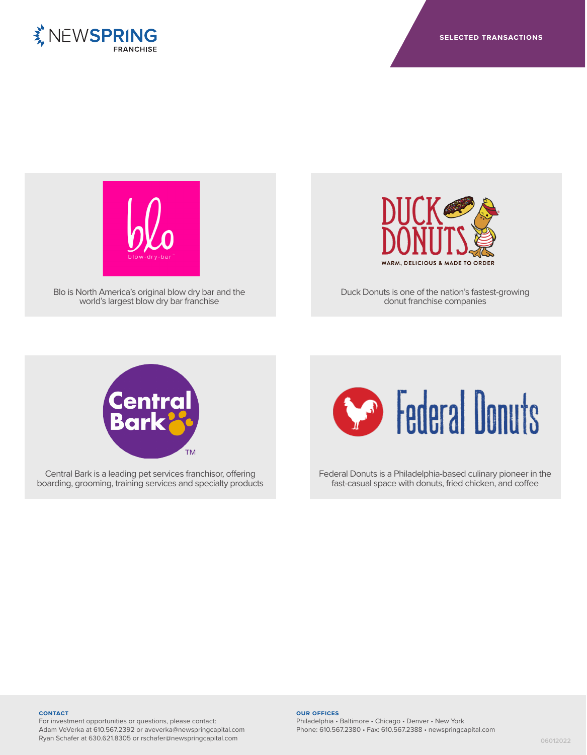## SELECTED TRANSACTIONS

Blo is North America's original blow dry bar and the world's largest blow dry bar franchise

Duck Donuts is one of the nation's fastest-growing donut franchise companies

Central Bark is a leading pet services franchisor, offering boarding, grooming, training services and specialty products

Federal Donuts is a Philadelphia-based culinary pioneer in the fast-casual space with donuts, fried chicken, and coffee

**CONTACT**

For investment opportunities or questions, please contact:
Adam VeVerka at 610.567.2392 or aveverka@newspringcapital.com
Ryan Schafer at 630.621.8305 or rschafer@newspringcapital.com

**OUR OFFICES**

Philadelphia • Baltimore • Chicago • Denver • New York
Phone: 610.567.2380 • Fax: 610.567.2388 • newspringcapital.com

06012022